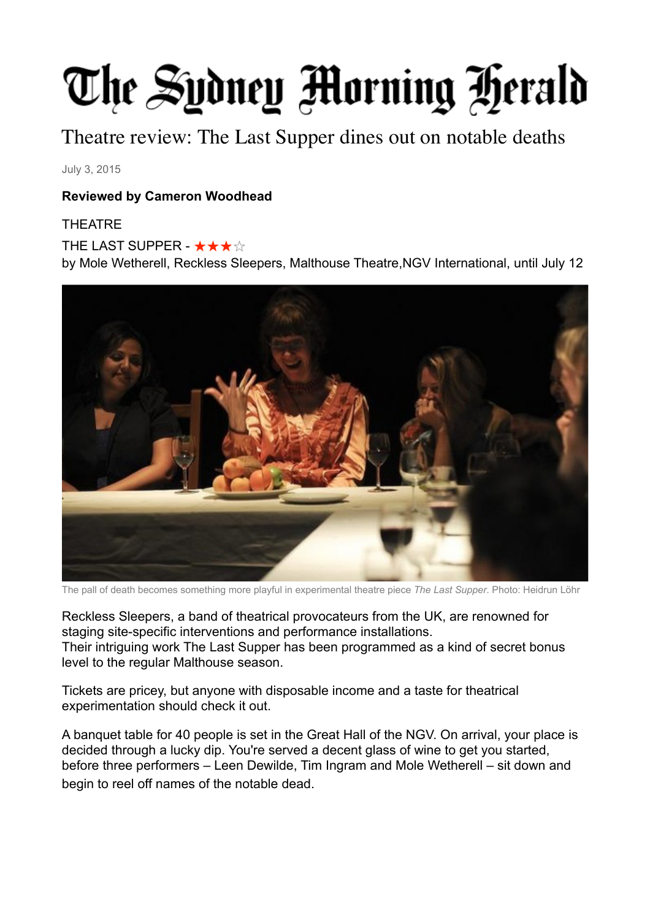# The Sydney Morning Herald

## Theatre review: The Last Supper dines out on notable deaths

July 3, 2015

**Reviewed by Cameron Woodhead**

THEATRE

THE LAST SUPPER - ★★★☆

by Mole Wetherell, Reckless Sleepers, Malthouse Theatre,NGV International, until July 12

The pall of death becomes something more playful in experimental theatre piece *The Last Supper*. Photo: Heidrun Löhr

Reckless Sleepers, a band of theatrical provocateurs from the UK, are renowned for staging site-specific interventions and performance installations.
Their intriguing work The Last Supper has been programmed as a kind of secret bonus level to the regular Malthouse season.

Tickets are pricey, but anyone with disposable income and a taste for theatrical experimentation should check it out.

A banquet table for 40 people is set in the Great Hall of the NGV. On arrival, your place is decided through a lucky dip. You're served a decent glass of wine to get you started, before three performers – Leen Dewilde, Tim Ingram and Mole Wetherell – sit down and begin to reel off names of the notable dead.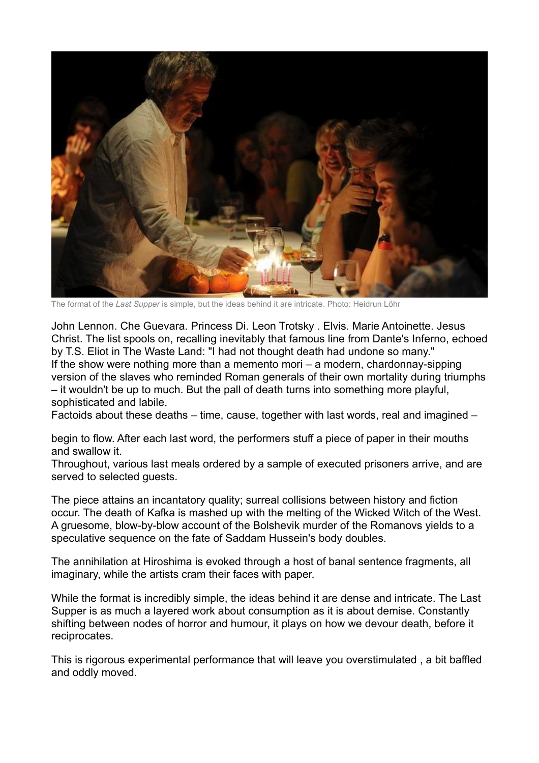The format of the *Last Supper* is simple, but the ideas behind it are intricate. Photo: Heidrun Löhr

John Lennon. Che Guevara. Princess Di. Leon Trotsky . Elvis. Marie Antoinette. Jesus Christ. The list spools on, recalling inevitably that famous line from Dante's Inferno, echoed by T.S. Eliot in The Waste Land: "I had not thought death had undone so many."
If the show were nothing more than a memento mori – a modern, chardonnay-sipping version of the slaves who reminded Roman generals of their own mortality during triumphs – it wouldn't be up to much. But the pall of death turns into something more playful, sophisticated and labile.
Factoids about these deaths – time, cause, together with last words, real and imagined –

begin to flow. After each last word, the performers stuff a piece of paper in their mouths and swallow it.
Throughout, various last meals ordered by a sample of executed prisoners arrive, and are served to selected guests.

The piece attains an incantatory quality; surreal collisions between history and fiction occur. The death of Kafka is mashed up with the melting of the Wicked Witch of the West. A gruesome, blow-by-blow account of the Bolshevik murder of the Romanovs yields to a speculative sequence on the fate of Saddam Hussein's body doubles.

The annihilation at Hiroshima is evoked through a host of banal sentence fragments, all imaginary, while the artists cram their faces with paper.

While the format is incredibly simple, the ideas behind it are dense and intricate. The Last Supper is as much a layered work about consumption as it is about demise. Constantly shifting between nodes of horror and humour, it plays on how we devour death, before it reciprocates.

This is rigorous experimental performance that will leave you overstimulated , a bit baffled and oddly moved.